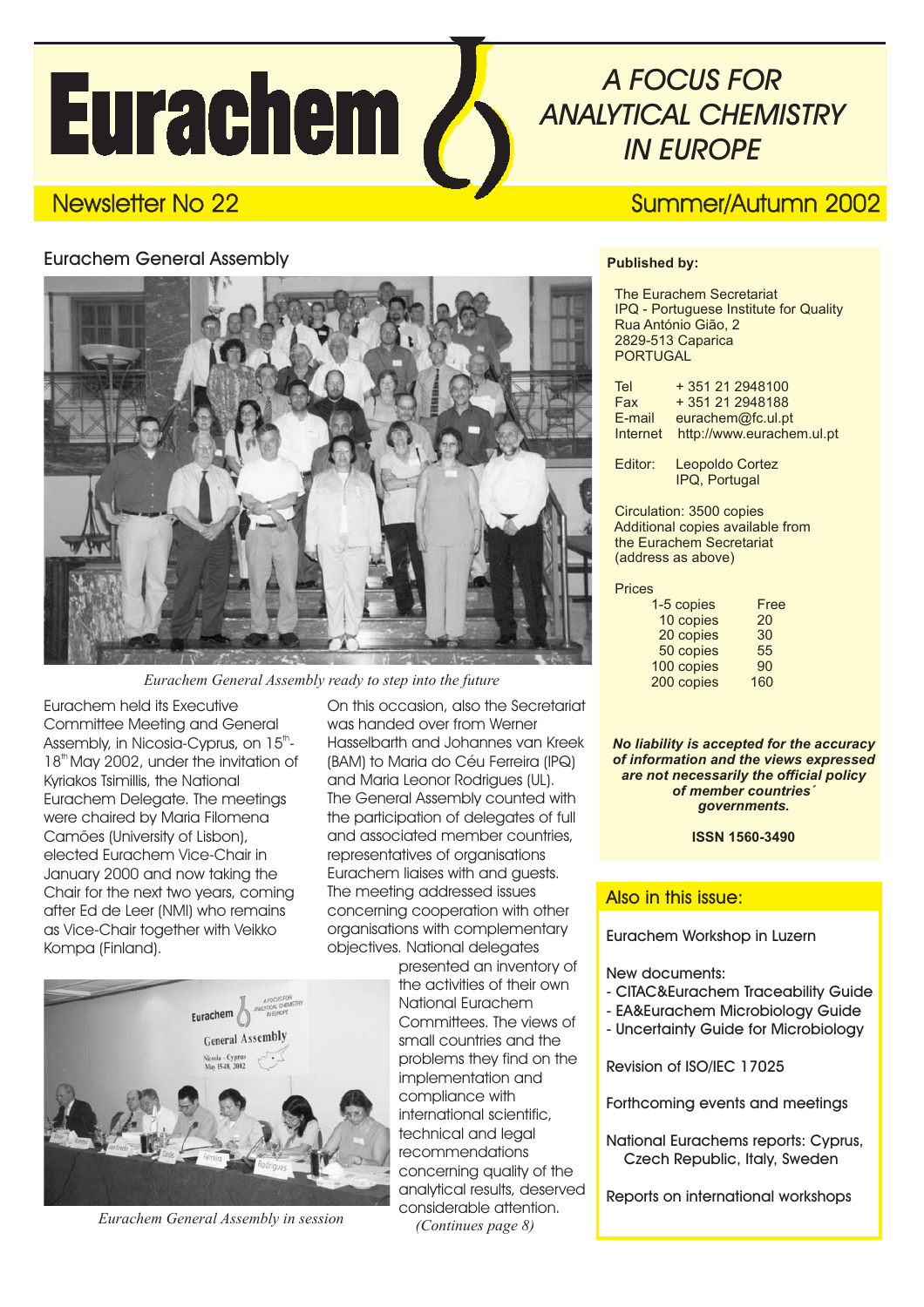# Eurachem

## A FOCUS FOR ANALYTICAL CHEMISTRY IN EUROPE

Newsletter No 22 — Summer/Autumn 2002

## Eurachem General Assembly

*Eurachem General Assembly ready to step into the future*

Eurachem held its Executive Committee Meeting and General Assembly, in Nicosia-Cyprus, on 15th-18th May 2002, under the invitation of Kyriakos Tsimillis, the National Eurachem Delegate. The meetings were chaired by Maria Filomena Camões (University of Lisbon), elected Eurachem Vice-Chair in January 2000 and now taking the Chair for the next two years, coming after Ed de Leer (NMI) who remains as Vice-Chair together with Veikko Kompa (Finland).

On this occasion, also the Secretariat was handed over from Werner Hasselbarth and Johannes van Kreek (BAM) to Maria do Céu Ferreira (IPQ) and Maria Leonor Rodrigues (UL). The General Assembly counted with the participation of delegates of full and associated member countries, representatives of organisations Eurachem liaises with and guests. The meeting addressed issues concerning cooperation with other organisations with complementary objectives. National delegates presented an inventory of the activities of their own National Eurachem Committees. The views of small countries and the problems they find on the implementation and compliance with international scientific, technical and legal recommendations concerning quality of the analytical results, deserved considerable attention.

*(Continues page 8)*

*Eurachem General Assembly in session*

**Published by:**

The Eurachem Secretariat
IPQ - Portuguese Institute for Quality
Rua António Gião, 2
2829-513 Caparica
PORTUGAL

| | |
|---|---|
| Tel | + 351 21 2948100 |
| Fax | + 351 21 2948188 |
| E-mail | eurachem@fc.ul.pt |
| Internet | http://www.eurachem.ul.pt |

Editor: Leopoldo Cortez, IPQ, Portugal

Circulation: 3500 copies
Additional copies available from the Eurachem Secretariat (address as above)

Prices

| | |
|---|---|
| 1-5 copies | Free |
| 10 copies | 20 |
| 20 copies | 30 |
| 50 copies | 55 |
| 100 copies | 90 |
| 200 copies | 160 |

***No liability is accepted for the accuracy of information and the views expressed are not necessarily the official policy of member countries´ governments.***

**ISSN 1560-3490**

### Also in this issue:

Eurachem Workshop in Luzern

New documents:
- CITAC&Eurachem Traceability Guide
- EA&Eurachem Microbiology Guide
- Uncertainty Guide for Microbiology

Revision of ISO/IEC 17025

Forthcoming events and meetings

National Eurachems reports: Cyprus, Czech Republic, Italy, Sweden

Reports on international workshops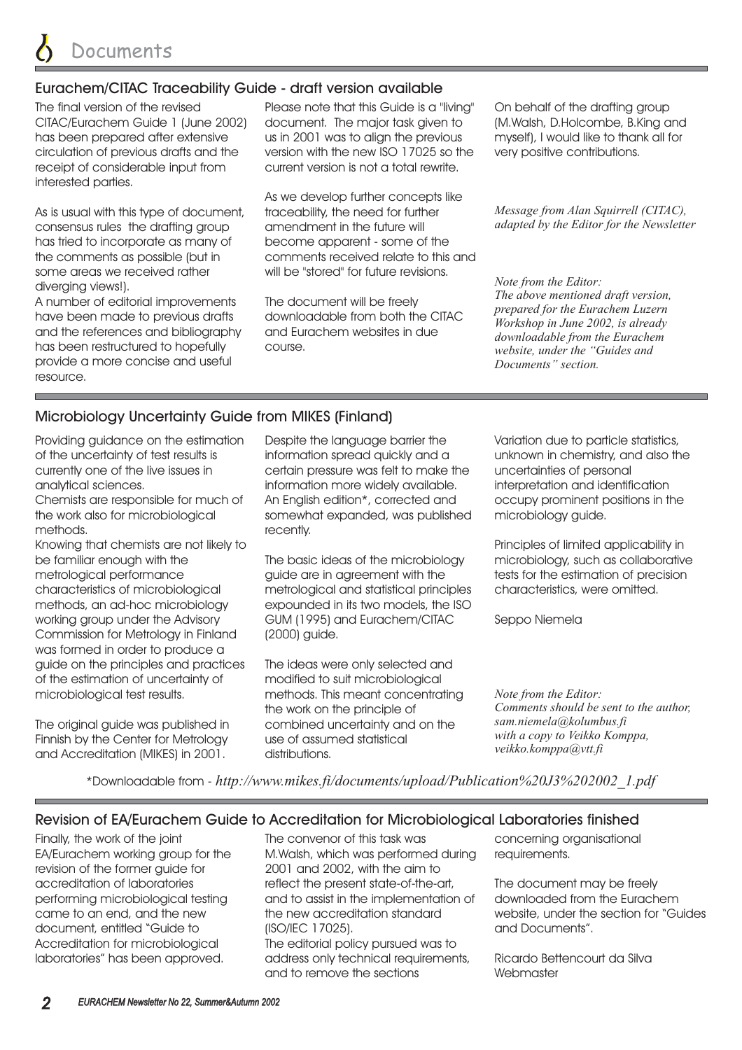# Documents

## Eurachem/CITAC Traceability Guide - draft version available

The final version of the revised CITAC/Eurachem Guide 1 (June 2002) has been prepared after extensive circulation of previous drafts and the receipt of considerable input from interested parties.

As is usual with this type of document, consensus rules the drafting group has tried to incorporate as many of the comments as possible (but in some areas we received rather diverging views!).

A number of editorial improvements have been made to previous drafts and the references and bibliography has been restructured to hopefully provide a more concise and useful resource.

Please note that this Guide is a "living" document. The major task given to us in 2001 was to align the previous version with the new ISO 17025 so the current version is not a total rewrite.

As we develop further concepts like traceability, the need for further amendment in the future will become apparent - some of the comments received relate to this and will be "stored" for future revisions.

The document will be freely downloadable from both the CITAC and Eurachem websites in due course.

On behalf of the drafting group (M.Walsh, D.Holcombe, B.King and myself), I would like to thank all for very positive contributions.

*Message from Alan Squirrell (CITAC), adapted by the Editor for the Newsletter*

*Note from the Editor:*
*The above mentioned draft version, prepared for the Eurachem Luzern Workshop in June 2002, is already downloadable from the Eurachem website, under the "Guides and Documents" section.*

## Microbiology Uncertainty Guide from MIKES (Finland)

Providing guidance on the estimation of the uncertainty of test results is currently one of the live issues in analytical sciences.

Chemists are responsible for much of the work also for microbiological methods.

Knowing that chemists are not likely to be familiar enough with the metrological performance characteristics of microbiological methods, an ad-hoc microbiology working group under the Advisory Commission for Metrology in Finland was formed in order to produce a guide on the principles and practices of the estimation of uncertainty of microbiological test results.

The original guide was published in Finnish by the Center for Metrology and Accreditation (MIKES) in 2001.

Despite the language barrier the information spread quickly and a certain pressure was felt to make the information more widely available. An English edition*, corrected and somewhat expanded, was published recently.

The basic ideas of the microbiology guide are in agreement with the metrological and statistical principles expounded in its two models, the ISO GUM (1995) and Eurachem/CITAC (2000) guide.

The ideas were only selected and modified to suit microbiological methods. This meant concentrating the work on the principle of combined uncertainty and on the use of assumed statistical distributions.

Variation due to particle statistics, unknown in chemistry, and also the uncertainties of personal interpretation and identification occupy prominent positions in the microbiology guide.

Principles of limited applicability in microbiology, such as collaborative tests for the estimation of precision characteristics, were omitted.

Seppo Niemela

*Note from the Editor:*
*Comments should be sent to the author, sam.niemela@kolumbus.fi with a copy to Veikko Komppa, veikko.komppa@vtt.fi*

*Downloadable from - *http://www.mikes.fi/documents/upload/Publication%20J3%202002_1.pdf*

## Revision of EA/Eurachem Guide to Accreditation for Microbiological Laboratories finished

Finally, the work of the joint EA/Eurachem working group for the revision of the former guide for accreditation of laboratories performing microbiological testing came to an end, and the new document, entitled "Guide to Accreditation for microbiological laboratories" has been approved.

The convenor of this task was M.Walsh, which was performed during 2001 and 2002, with the aim to reflect the present state-of-the-art, and to assist in the implementation of the new accreditation standard (ISO/IEC 17025).

The editorial policy pursued was to address only technical requirements, and to remove the sections concerning organisational requirements.

The document may be freely downloaded from the Eurachem website, under the section for "Guides and Documents".

Ricardo Bettencourt da Silva
Webmaster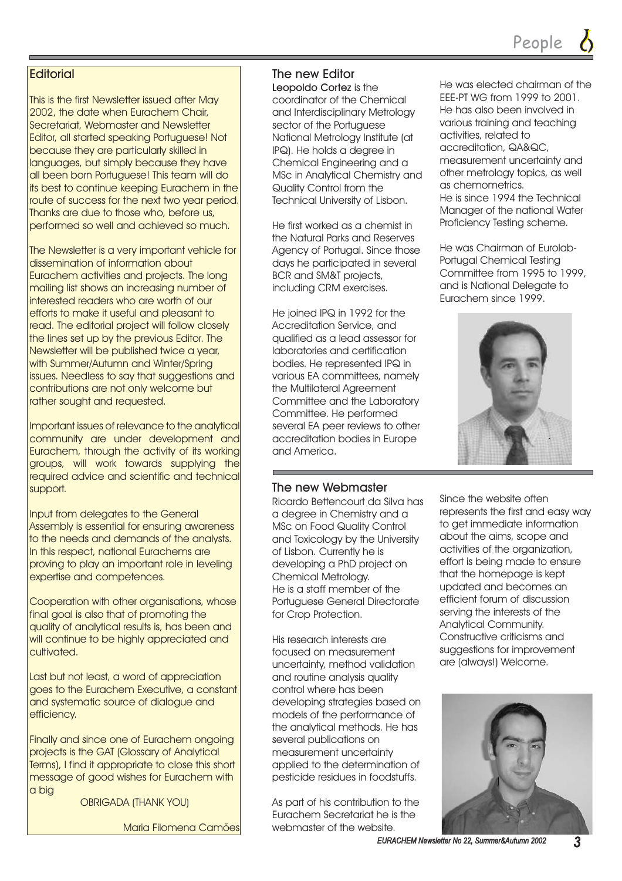## Editorial

This is the first Newsletter issued after May 2002, the date when Eurachem Chair, Secretariat, Webmaster and Newsletter Editor, all started speaking Portuguese! Not because they are particularly skilled in languages, but simply because they have all been born Portuguese! This team will do its best to continue keeping Eurachem in the route of success for the next two year period. Thanks are due to those who, before us, performed so well and achieved so much.

The Newsletter is a very important vehicle for dissemination of information about Eurachem activities and projects. The long mailing list shows an increasing number of interested readers who are worth of our efforts to make it useful and pleasant to read. The editorial project will follow closely the lines set up by the previous Editor. The Newsletter will be published twice a year, with Summer/Autumn and Winter/Spring issues. Needless to say that suggestions and contributions are not only welcome but rather sought and requested.

Important issues of relevance to the analytical community are under development and Eurachem, through the activity of its working groups, will work towards supplying the required advice and scientific and technical support.

Input from delegates to the General Assembly is essential for ensuring awareness to the needs and demands of the analysts. In this respect, national Eurachems are proving to play an important role in leveling expertise and competences.

Cooperation with other organisations, whose final goal is also that of promoting the quality of analytical results is, has been and will continue to be highly appreciated and cultivated.

Last but not least, a word of appreciation goes to the Eurachem Executive, a constant and systematic source of dialogue and efficiency.

Finally and since one of Eurachem ongoing projects is the GAT (Glossary of Analytical Terms), I find it appropriate to close this short message of good wishes for Eurachem with a big

OBRIGADA (THANK YOU)

Maria Filomena Camões

## The new Editor

**Leopoldo Cortez** is the coordinator of the Chemical and Interdisciplinary Metrology sector of the Portuguese National Metrology Institute (at IPQ). He holds a degree in Chemical Engineering and a MSc in Analytical Chemistry and Quality Control from the Technical University of Lisbon.

He first worked as a chemist in the Natural Parks and Reserves Agency of Portugal. Since those days he participated in several BCR and SM&T projects, including CRM exercises.

He joined IPQ in 1992 for the Accreditation Service, and qualified as a lead assessor for laboratories and certification bodies. He represented IPQ in various EA committees, namely the Multilateral Agreement Committee and the Laboratory Committee. He performed several EA peer reviews to other accreditation bodies in Europe and America.

He was elected chairman of the EEE-PT WG from 1999 to 2001. He has also been involved in various training and teaching activities, related to accreditation, QA&QC, measurement uncertainty and other metrology topics, as well as chemometrics.
He is since 1994 the Technical Manager of the national Water Proficiency Testing scheme.

He was Chairman of Eurolab-Portugal Chemical Testing Committee from 1995 to 1999, and is National Delegate to Eurachem since 1999.

## The new Webmaster

Ricardo Bettencourt da Silva has a degree in Chemistry and a MSc on Food Quality Control and Toxicology by the University of Lisbon. Currently he is developing a PhD project on Chemical Metrology.
He is a staff member of the Portuguese General Directorate for Crop Protection.

His research interests are focused on measurement uncertainty, method validation and routine analysis quality control where has been developing strategies based on models of the performance of the analytical methods. He has several publications on measurement uncertainty applied to the determination of pesticide residues in foodstuffs.

As part of his contribution to the Eurachem Secretariat he is the webmaster of the website.

Since the website often represents the first and easy way to get immediate information about the aims, scope and activities of the organization, effort is being made to ensure that the homepage is kept updated and becomes an efficient forum of discussion serving the interests of the Analytical Community. Constructive criticisms and suggestions for improvement are (always!) Welcome.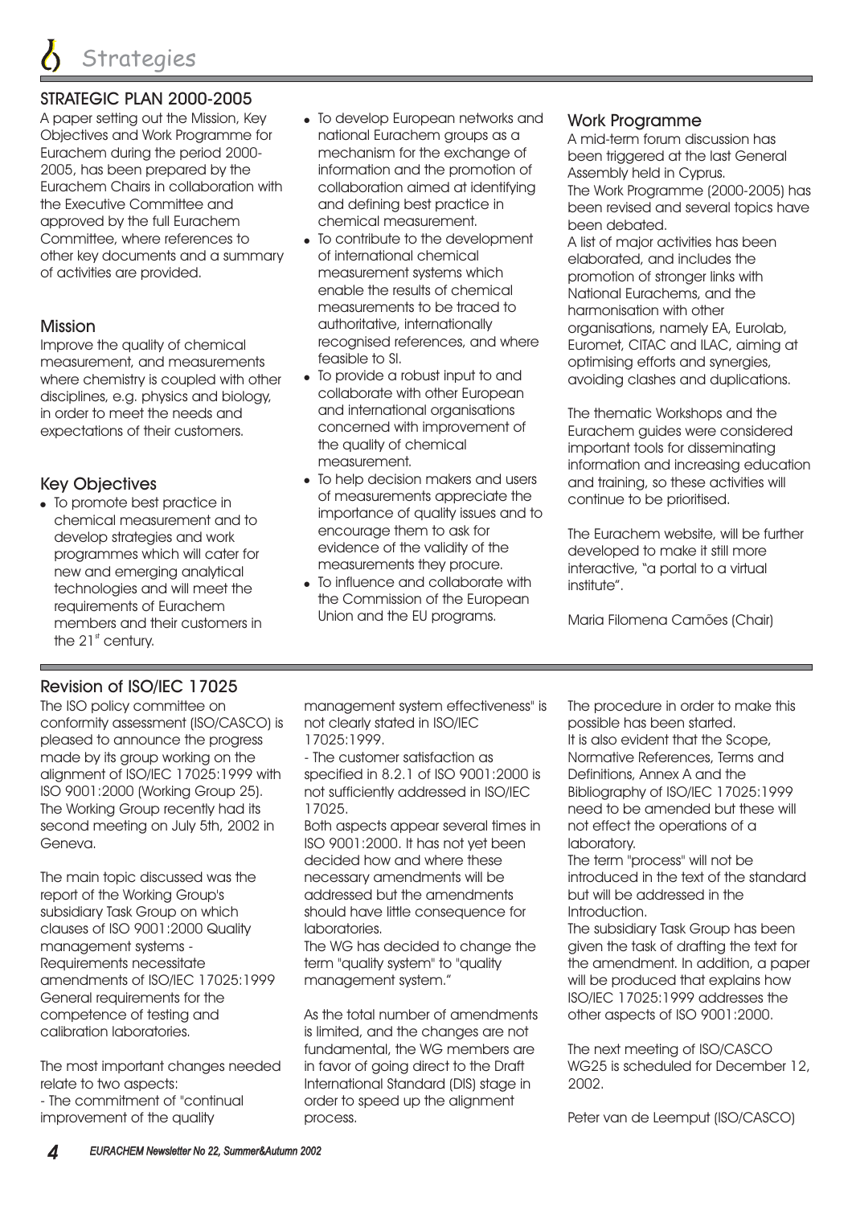# Strategies

## STRATEGIC PLAN 2000-2005

A paper setting out the Mission, Key Objectives and Work Programme for Eurachem during the period 2000-2005, has been prepared by the Eurachem Chairs in collaboration with the Executive Committee and approved by the full Eurachem Committee, where references to other key documents and a summary of activities are provided.

### Mission

Improve the quality of chemical measurement, and measurements where chemistry is coupled with other disciplines, e.g. physics and biology, in order to meet the needs and expectations of their customers.

### Key Objectives

- To promote best practice in chemical measurement and to develop strategies and work programmes which will cater for new and emerging analytical technologies and will meet the requirements of Eurachem members and their customers in the 21st century.
- To develop European networks and national Eurachem groups as a mechanism for the exchange of information and the promotion of collaboration aimed at identifying and defining best practice in chemical measurement.
- To contribute to the development of international chemical measurement systems which enable the results of chemical measurements to be traced to authoritative, internationally recognised references, and where feasible to SI.
- To provide a robust input to and collaborate with other European and international organisations concerned with improvement of the quality of chemical measurement.
- To help decision makers and users of measurements appreciate the importance of quality issues and to encourage them to ask for evidence of the validity of the measurements they procure.
- To influence and collaborate with the Commission of the European Union and the EU programs.

### Work Programme

A mid-term forum discussion has been triggered at the last General Assembly held in Cyprus.
The Work Programme (2000-2005) has been revised and several topics have been debated.
A list of major activities has been elaborated, and includes the promotion of stronger links with National Eurachems, and the harmonisation with other organisations, namely EA, Eurolab, Euromet, CITAC and ILAC, aiming at optimising efforts and synergies, avoiding clashes and duplications.

The thematic Workshops and the Eurachem guides were considered important tools for disseminating information and increasing education and training, so these activities will continue to be prioritised.

The Eurachem website, will be further developed to make it still more interactive, "a portal to a virtual institute".

Maria Filomena Camões (Chair)

## Revision of ISO/IEC 17025

The ISO policy committee on conformity assessment (ISO/CASCO) is pleased to announce the progress made by its group working on the alignment of ISO/IEC 17025:1999 with ISO 9001:2000 (Working Group 25). The Working Group recently had its second meeting on July 5th, 2002 in Geneva.

The main topic discussed was the report of the Working Group's subsidiary Task Group on which clauses of ISO 9001:2000 Quality management systems - Requirements necessitate amendments of ISO/IEC 17025:1999 General requirements for the competence of testing and calibration laboratories.

The most important changes needed relate to two aspects:
- The commitment of "continual improvement of the quality management system effectiveness" is not clearly stated in ISO/IEC 17025:1999.
- The customer satisfaction as specified in 8.2.1 of ISO 9001:2000 is not sufficiently addressed in ISO/IEC 17025.

Both aspects appear several times in ISO 9001:2000. It has not yet been decided how and where these necessary amendments will be addressed but the amendments should have little consequence for laboratories.
The WG has decided to change the term "quality system" to "quality management system."

As the total number of amendments is limited, and the changes are not fundamental, the WG members are in favor of going direct to the Draft International Standard (DIS) stage in order to speed up the alignment process.
The procedure in order to make this possible has been started.
It is also evident that the Scope, Normative References, Terms and Definitions, Annex A and the Bibliography of ISO/IEC 17025:1999 need to be amended but these will not effect the operations of a laboratory.
The term "process" will not be introduced in the text of the standard but will be addressed in the Introduction.
The subsidiary Task Group has been given the task of drafting the text for the amendment. In addition, a paper will be produced that explains how ISO/IEC 17025:1999 addresses the other aspects of ISO 9001:2000.

The next meeting of ISO/CASCO WG25 is scheduled for December 12, 2002.

Peter van de Leemput (ISO/CASCO)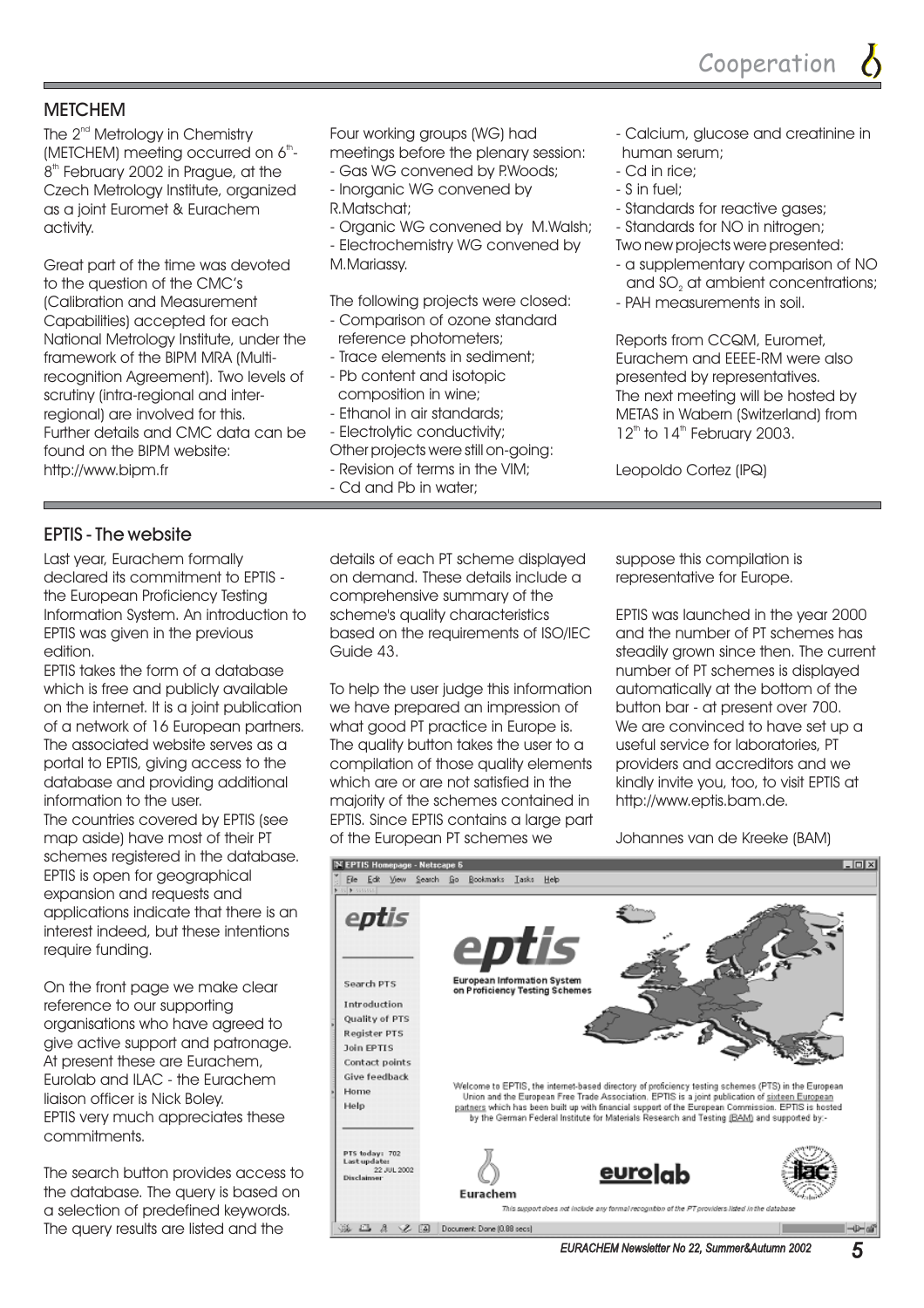## METCHEM

The 2[nd] Metrology in Chemistry (METCHEM) meeting occurred on 6[th]-8[th] February 2002 in Prague, at the Czech Metrology Institute, organized as a joint Euromet & Eurachem activity.

Great part of the time was devoted to the question of the CMC's (Calibration and Measurement Capabilities) accepted for each National Metrology Institute, under the framework of the BIPM MRA (Multi-recognition Agreement). Two levels of scrutiny (intra-regional and inter-regional) are involved for this. Further details and CMC data can be found on the BIPM website: http://www.bipm.fr

Four working groups (WG) had meetings before the plenary session:

- Gas WG convened by P.Woods;
- Inorganic WG convened by R.Matschat;
- Organic WG convened by M.Walsh;
- Electrochemistry WG convened by M.Mariassy.

The following projects were closed:

- Comparison of ozone standard reference photometers;
- Trace elements in sediment;
- Pb content and isotopic composition in wine;
- Ethanol in air standards;
- Electrolytic conductivity;

Other projects were still on-going:

- Revision of terms in the VIM;
- Cd and Pb in water;
- Calcium, glucose and creatinine in human serum;
- Cd in rice;
- S in fuel;
- Standards for reactive gases;
- Standards for NO in nitrogen;

Two new projects were presented:

- a supplementary comparison of NO and $SO_2$ at ambient concentrations;
- PAH measurements in soil.

Reports from CCQM, Euromet, Eurachem and EEEE-RM were also presented by representatives. The next meeting will be hosted by METAS in Wabern (Switzerland) from 12[th] to 14[th] February 2003.

Leopoldo Cortez (IPQ)

## EPTIS - The website

Last year, Eurachem formally declared its commitment to EPTIS - the European Proficiency Testing Information System. An introduction to EPTIS was given in the previous edition.

EPTIS takes the form of a database which is free and publicly available on the internet. It is a joint publication of a network of 16 European partners. The associated website serves as a portal to EPTIS, giving access to the database and providing additional information to the user.

The countries covered by EPTIS (see map aside) have most of their PT schemes registered in the database. EPTIS is open for geographical expansion and requests and applications indicate that there is an interest indeed, but these intentions require funding.

On the front page we make clear reference to our supporting organisations who have agreed to give active support and patronage. At present these are Eurachem, Eurolab and ILAC - the Eurachem liaison officer is Nick Boley. EPTIS very much appreciates these commitments.

The search button provides access to the database. The query is based on a selection of predefined keywords. The query results are listed and the details of each PT scheme displayed on demand. These details include a comprehensive summary of the scheme's quality characteristics based on the requirements of ISO/IEC Guide 43.

To help the user judge this information we have prepared an impression of what good PT practice in Europe is. The quality button takes the user to a compilation of those quality elements which are or are not satisfied in the majority of the schemes contained in EPTIS. Since EPTIS contains a large part of the European PT schemes we suppose this compilation is representative for Europe.

EPTIS was launched in the year 2000 and the number of PT schemes has steadily grown since then. The current number of PT schemes is displayed automatically at the bottom of the button bar - at present over 700. We are convinced to have set up a useful service for laboratories, PT providers and accreditors and we kindly invite you, too, to visit EPTIS at http://www.eptis.bam.de.

Johannes van de Kreeke (BAM)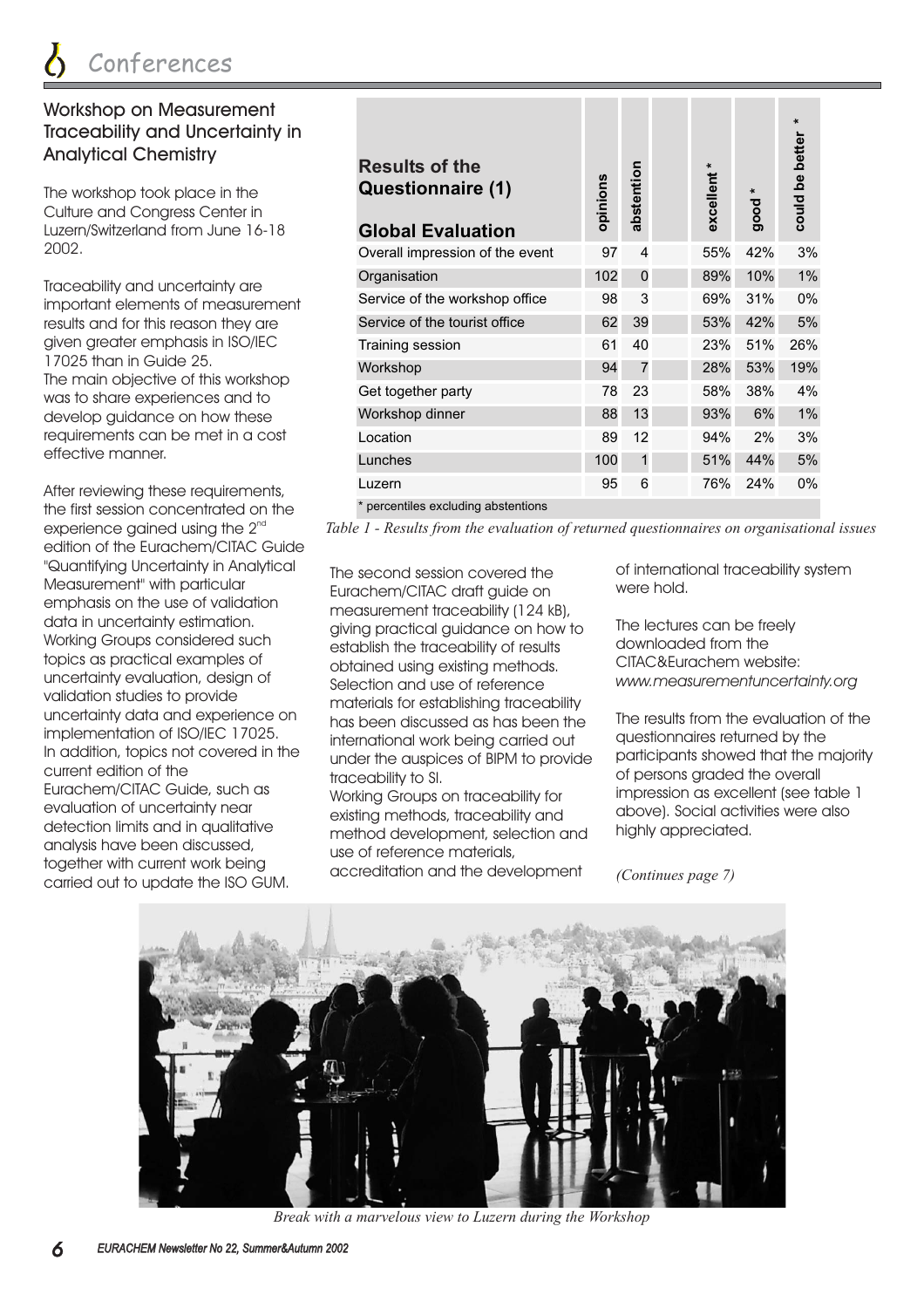# Conferences

## Workshop on Measurement Traceability and Uncertainty in Analytical Chemistry

The workshop took place in the Culture and Congress Center in Luzern/Switzerland from June 16-18 2002.

Traceability and uncertainty are important elements of measurement results and for this reason they are given greater emphasis in ISO/IEC 17025 than in Guide 25.
The main objective of this workshop was to share experiences and to develop guidance on how these requirements can be met in a cost effective manner.

After reviewing these requirements, the first session concentrated on the experience gained using the 2nd edition of the Eurachem/CITAC Guide "Quantifying Uncertainty in Analytical Measurement" with particular emphasis on the use of validation data in uncertainty estimation. Working Groups considered such topics as practical examples of uncertainty evaluation, design of validation studies to provide uncertainty data and experience on implementation of ISO/IEC 17025.
In addition, topics not covered in the current edition of the Eurachem/CITAC Guide, such as evaluation of uncertainty near detection limits and in qualitative analysis have been discussed, together with current work being carried out to update the ISO GUM.

| **Results of the Questionnaire (1)** **Global Evaluation** | opinions | abstention | excellent * | good * | could be better * |
|---|---|---|---|---|---|
| Overall impression of the event | 97 | 4 | 55% | 42% | 3% |
| Organisation | 102 | 0 | 89% | 10% | 1% |
| Service of the workshop office | 98 | 3 | 69% | 31% | 0% |
| Service of the tourist office | 62 | 39 | 53% | 42% | 5% |
| Training session | 61 | 40 | 23% | 51% | 26% |
| Workshop | 94 | 7 | 28% | 53% | 19% |
| Get together party | 78 | 23 | 58% | 38% | 4% |
| Workshop dinner | 88 | 13 | 93% | 6% | 1% |
| Location | 89 | 12 | 94% | 2% | 3% |
| Lunches | 100 | 1 | 51% | 44% | 5% |
| Luzern | 95 | 6 | 76% | 24% | 0% |

\* percentiles excluding abstentions

*Table 1 - Results from the evaluation of returned questionnaires on organisational issues*

The second session covered the Eurachem/CITAC draft guide on measurement traceability (124 kB), giving practical guidance on how to establish the traceability of results obtained using existing methods. Selection and use of reference materials for establishing traceability has been discussed as has been the international work being carried out under the auspices of BIPM to provide traceability to SI.
Working Groups on traceability for existing methods, traceability and method development, selection and use of reference materials, accreditation and the development of international traceability system were hold.

The lectures can be freely downloaded from the CITAC&Eurachem website: *www.measurementuncertainty.org*

The results from the evaluation of the questionnaires returned by the participants showed that the majority of persons graded the overall impression as excellent (see table 1 above). Social activities were also highly appreciated.

*(Continues page 7)*

*Break with a marvelous view to Luzern during the Workshop*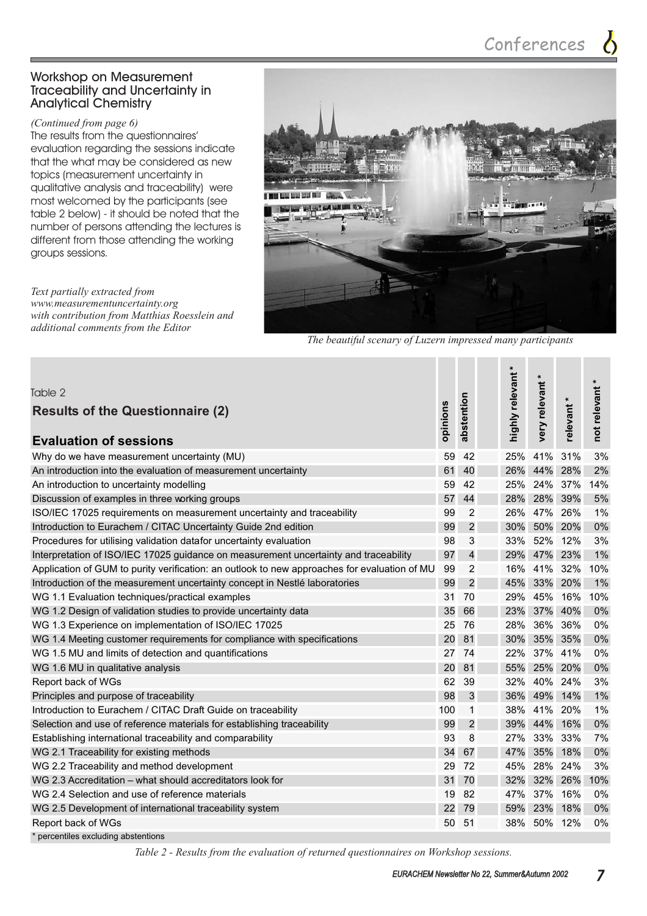## Workshop on Measurement Traceability and Uncertainty in Analytical Chemistry

*(Continued from page 6)*

The results from the questionnaires' evaluation regarding the sessions indicate that the what may be considered as new topics (measurement uncertainty in qualitative analysis and traceability) were most welcomed by the participants (see table 2 below) - it should be noted that the number of persons attending the lectures is different from those attending the working groups sessions.

*Text partially extracted from www.measurementuncertainty.org with contribution from Matthias Roesslein and additional comments from the Editor*

*The beautiful scenary of Luzern impressed many participants*

Table 2

**Results of the Questionnaire (2)**

| Evaluation of sessions | opinions | abstention | highly relevant * | very relevant * | relevant * | not relevant * |
|---|---|---|---|---|---|---|
| Why do we have measurement uncertainty (MU) | 59 | 42 | 25% | 41% | 31% | 3% |
| An introduction into the evaluation of measurement uncertainty | 61 | 40 | 26% | 44% | 28% | 2% |
| An introduction to uncertainty modelling | 59 | 42 | 25% | 24% | 37% | 14% |
| Discussion of examples in three working groups | 57 | 44 | 28% | 28% | 39% | 5% |
| ISO/IEC 17025 requirements on measurement uncertainty and traceability | 99 | 2 | 26% | 47% | 26% | 1% |
| Introduction to Eurachem / CITAC Uncertainty Guide 2nd edition | 99 | 2 | 30% | 50% | 20% | 0% |
| Procedures for utilising validation datafor uncertainty evaluation | 98 | 3 | 33% | 52% | 12% | 3% |
| Interpretation of ISO/IEC 17025 guidance on measurement uncertainty and traceability | 97 | 4 | 29% | 47% | 23% | 1% |
| Application of GUM to purity verification: an outlook to new approaches for evaluation of MU | 99 | 2 | 16% | 41% | 32% | 10% |
| Introduction of the measurement uncertainty concept in Nestlé laboratories | 99 | 2 | 45% | 33% | 20% | 1% |
| WG 1.1 Evaluation techniques/practical examples | 31 | 70 | 29% | 45% | 16% | 10% |
| WG 1.2 Design of validation studies to provide uncertainty data | 35 | 66 | 23% | 37% | 40% | 0% |
| WG 1.3 Experience on implementation of ISO/IEC 17025 | 25 | 76 | 28% | 36% | 36% | 0% |
| WG 1.4 Meeting customer requirements for compliance with specifications | 20 | 81 | 30% | 35% | 35% | 0% |
| WG 1.5 MU and limits of detection and quantifications | 27 | 74 | 22% | 37% | 41% | 0% |
| WG 1.6 MU in qualitative analysis | 20 | 81 | 55% | 25% | 20% | 0% |
| Report back of WGs | 62 | 39 | 32% | 40% | 24% | 3% |
| Principles and purpose of traceability | 98 | 3 | 36% | 49% | 14% | 1% |
| Introduction to Eurachem / CITAC Draft Guide on traceability | 100 | 1 | 38% | 41% | 20% | 1% |
| Selection and use of reference materials for establishing traceability | 99 | 2 | 39% | 44% | 16% | 0% |
| Establishing international traceability and comparability | 93 | 8 | 27% | 33% | 33% | 7% |
| WG 2.1 Traceability for existing methods | 34 | 67 | 47% | 35% | 18% | 0% |
| WG 2.2 Traceability and method development | 29 | 72 | 45% | 28% | 24% | 3% |
| WG 2.3 Accreditation – what should accreditators look for | 31 | 70 | 32% | 32% | 26% | 10% |
| WG 2.4 Selection and use of reference materials | 19 | 82 | 47% | 37% | 16% | 0% |
| WG 2.5 Development of international traceability system | 22 | 79 | 59% | 23% | 18% | 0% |
| Report back of WGs | 50 | 51 | 38% | 50% | 12% | 0% |

* percentiles excluding abstentions

*Table 2 - Results from the evaluation of returned questionnaires on Workshop sessions.*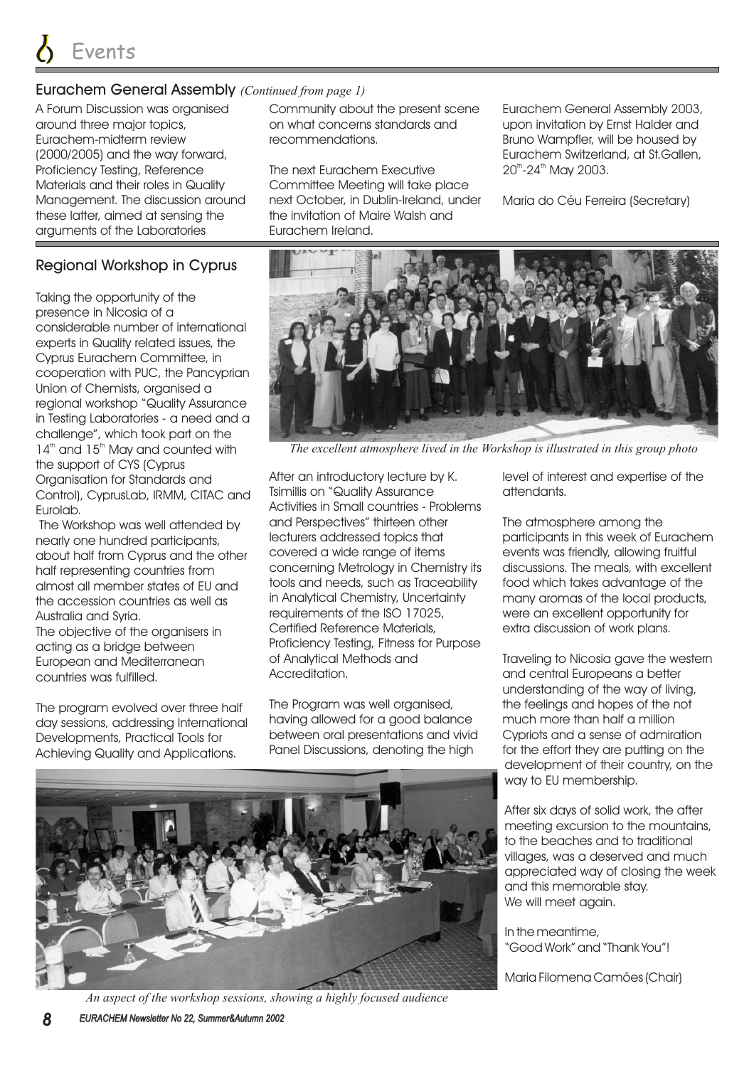# Events

## Eurachem General Assembly *(Continued from page 1)*

A Forum Discussion was organised around three major topics, Eurachem-midterm review (2000/2005) and the way forward, Proficiency Testing, Reference Materials and their roles in Quality Management. The discussion around these latter, aimed at sensing the arguments of the Laboratories Community about the present scene on what concerns standards and recommendations.

The next Eurachem Executive Committee Meeting will take place next October, in Dublin-Ireland, under the invitation of Maire Walsh and Eurachem Ireland.

Eurachem General Assembly 2003, upon invitation by Ernst Halder and Bruno Wampfler, will be housed by Eurachem Switzerland, at St.Gallen, 20th-24th May 2003.

Maria do Céu Ferreira (Secretary)

## Regional Workshop in Cyprus

Taking the opportunity of the presence in Nicosia of a considerable number of international experts in Quality related issues, the Cyprus Eurachem Committee, in cooperation with PUC, the Pancyprian Union of Chemists, organised a regional workshop "Quality Assurance in Testing Laboratories - a need and a challenge", which took part on the 14th and 15th May and counted with the support of CYS (Cyprus Organisation for Standards and Control), CyprusLab, IRMM, CITAC and Eurolab.

The Workshop was well attended by nearly one hundred participants, about half from Cyprus and the other half representing countries from almost all member states of EU and the accession countries as well as Australia and Syria.

The objective of the organisers in acting as a bridge between European and Mediterranean countries was fulfilled.

The program evolved over three half day sessions, addressing International Developments, Practical Tools for Achieving Quality and Applications.

*The excellent atmosphere lived in the Workshop is illustrated in this group photo*

After an introductory lecture by K. Tsimillis on "Quality Assurance Activities in Small countries - Problems and Perspectives" thirteen other lecturers addressed topics that covered a wide range of items concerning Metrology in Chemistry its tools and needs, such as Traceability in Analytical Chemistry, Uncertainty requirements of the ISO 17025, Certified Reference Materials, Proficiency Testing, Fitness for Purpose of Analytical Methods and Accreditation.

The Program was well organised, having allowed for a good balance between oral presentations and vivid Panel Discussions, denoting the high level of interest and expertise of the attendants.

The atmosphere among the participants in this week of Eurachem events was friendly, allowing fruitful discussions. The meals, with excellent food which takes advantage of the many aromas of the local products, were an excellent opportunity for extra discussion of work plans.

Traveling to Nicosia gave the western and central Europeans a better understanding of the way of living, the feelings and hopes of the not much more than half a million Cypriots and a sense of admiration for the effort they are putting on the development of their country, on the way to EU membership.

After six days of solid work, the after meeting excursion to the mountains, to the beaches and to traditional villages, was a deserved and much appreciated way of closing the week and this memorable stay.
We will meet again.

In the meantime,
"Good Work" and "Thank You"!

Maria Filomena Camões (Chair)

*An aspect of the workshop sessions, showing a highly focused audience*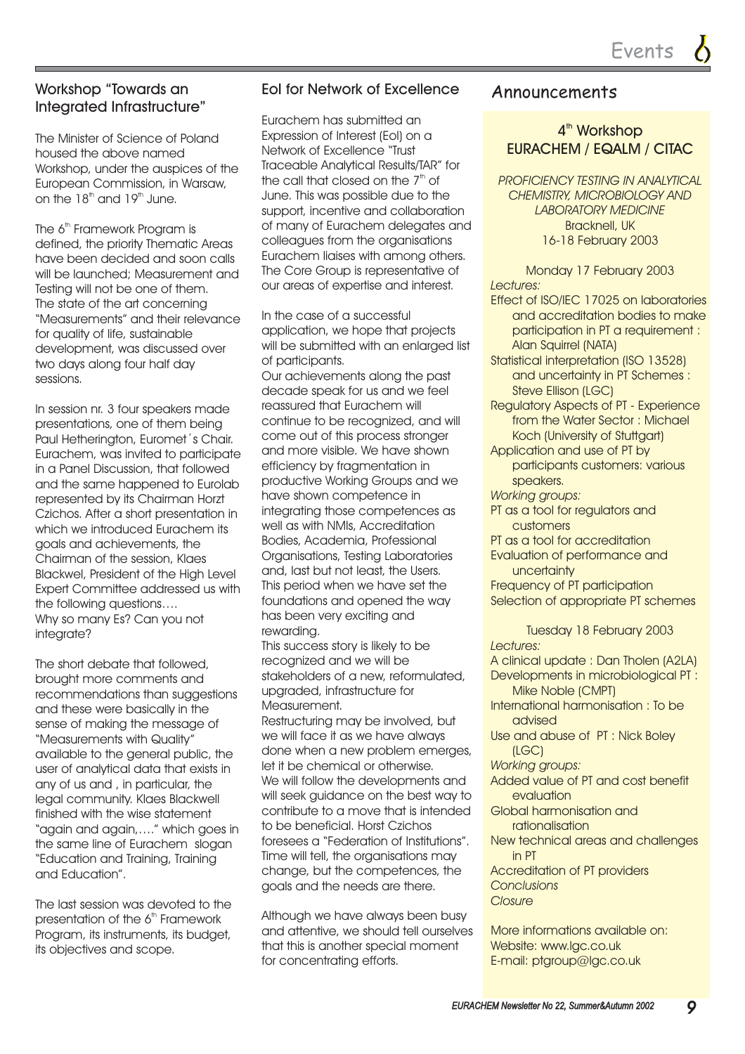## Workshop "Towards an Integrated Infrastructure"

The Minister of Science of Poland housed the above named Workshop, under the auspices of the European Commission, in Warsaw, on the 18th and 19th June.

The 6th Framework Program is defined, the priority Thematic Areas have been decided and soon calls will be launched; Measurement and Testing will not be one of them. The state of the art concerning "Measurements" and their relevance for quality of life, sustainable development, was discussed over two days along four half day sessions.

In session nr. 3 four speakers made presentations, one of them being Paul Hetherington, Euromet´s Chair. Eurachem, was invited to participate in a Panel Discussion, that followed and the same happened to Eurolab represented by its Chairman Horzt Czichos. After a short presentation in which we introduced Eurachem its goals and achievements, the Chairman of the session, Klaes Blackwel, President of the High Level Expert Committee addressed us with the following questions…. Why so many Es? Can you not integrate?

The short debate that followed, brought more comments and recommendations than suggestions and these were basically in the sense of making the message of "Measurements with Quality" available to the general public, the user of analytical data that exists in any of us and , in particular, the legal community. Klaes Blackwell finished with the wise statement "again and again,…." which goes in the same line of Eurachem slogan "Education and Training, Training and Education".

The last session was devoted to the presentation of the 6th Framework Program, its instruments, its budget, its objectives and scope.

## EoI for Network of Excellence

Eurachem has submitted an Expression of Interest (EoI) on a Network of Excellence "Trust Traceable Analytical Results/TAR" for the call that closed on the 7th of June. This was possible due to the support, incentive and collaboration of many of Eurachem delegates and colleagues from the organisations Eurachem liaises with among others. The Core Group is representative of our areas of expertise and interest.

In the case of a successful application, we hope that projects will be submitted with an enlarged list of participants.
Our achievements along the past decade speak for us and we feel reassured that Eurachem will continue to be recognized, and will come out of this process stronger and more visible. We have shown efficiency by fragmentation in productive Working Groups and we have shown competence in integrating those competences as well as with NMIs, Accreditation Bodies, Academia, Professional Organisations, Testing Laboratories and, last but not least, the Users. This period when we have set the foundations and opened the way has been very exciting and rewarding.
This success story is likely to be recognized and we will be stakeholders of a new, reformulated, upgraded, infrastructure for Measurement.
Restructuring may be involved, but we will face it as we have always done when a new problem emerges, let it be chemical or otherwise.
We will follow the developments and will seek guidance on the best way to contribute to a move that is intended to be beneficial. Horst Czichos foresees a "Federation of Institutions". Time will tell, the organisations may change, but the competences, the goals and the needs are there.

Although we have always been busy and attentive, we should tell ourselves that this is another special moment for concentrating efforts.

## Announcements

### 4th Workshop EURACHEM / EQALM / CITAC

*PROFICIENCY TESTING IN ANALYTICAL CHEMISTRY, MICROBIOLOGY AND LABORATORY MEDICINE*
Bracknell, UK
16-18 February 2003

Monday 17 February 2003

*Lectures:*

- Effect of ISO/IEC 17025 on laboratories and accreditation bodies to make participation in PT a requirement : Alan Squirrel (NATA)
- Statistical interpretation (ISO 13528) and uncertainty in PT Schemes : Steve Ellison (LGC)
- Regulatory Aspects of PT - Experience from the Water Sector : Michael Koch (University of Stuttgart)
- Application and use of PT by participants customers: various speakers.

*Working groups:*

- PT as a tool for regulators and customers
- PT as a tool for accreditation
- Evaluation of performance and uncertainty
- Frequency of PT participation
- Selection of appropriate PT schemes

Tuesday 18 February 2003

*Lectures:*

- A clinical update : Dan Tholen (A2LA)
- Developments in microbiological PT : Mike Noble (CMPT)
- International harmonisation : To be advised
- Use and abuse of PT : Nick Boley (LGC)

*Working groups:*

- Added value of PT and cost benefit evaluation
- Global harmonisation and rationalisation
- New technical areas and challenges in PT
- Accreditation of PT providers

*Conclusions*

*Closure*

More informations available on:
Website: www.lgc.co.uk
E-mail: ptgroup@lgc.co.uk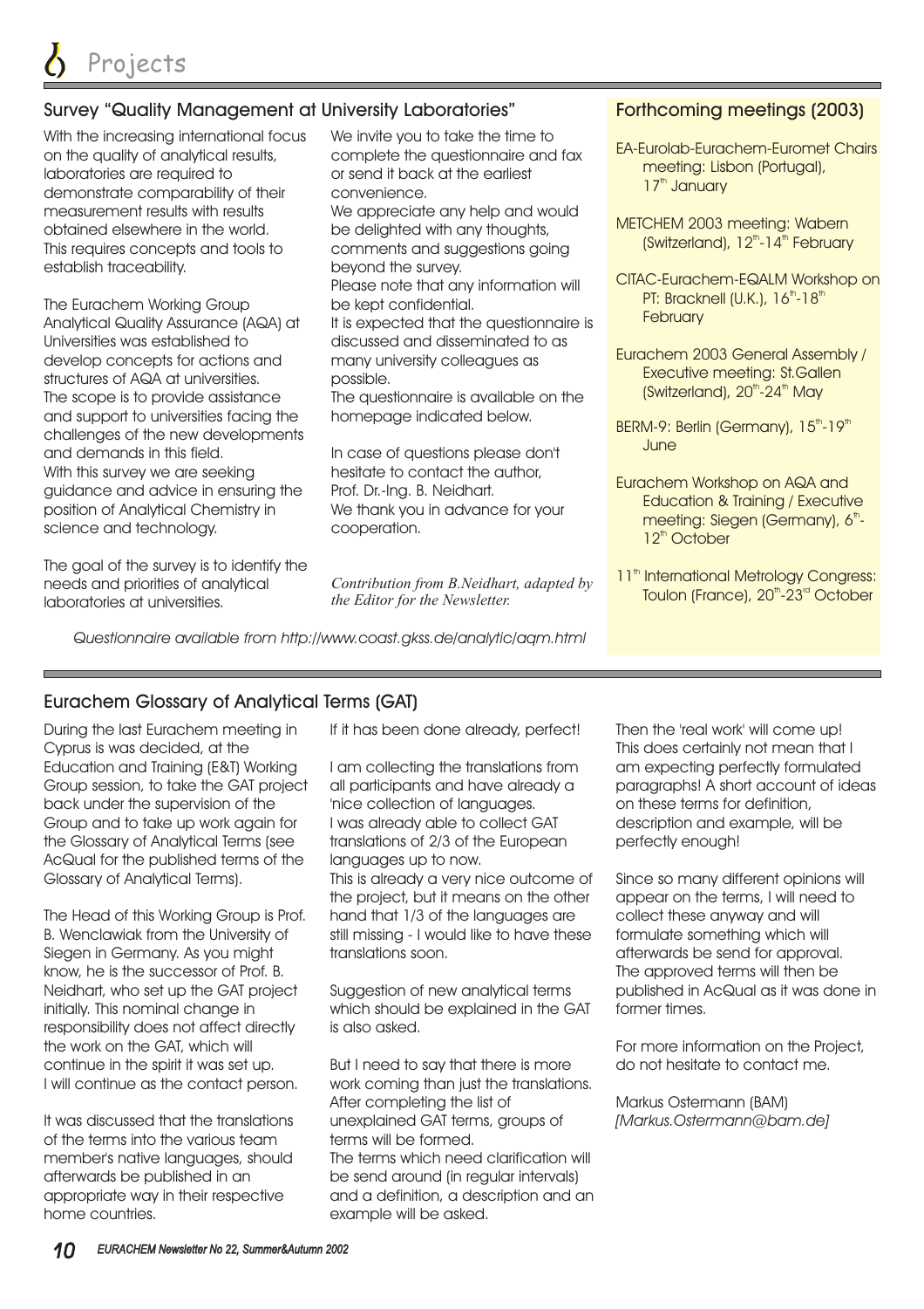# Projects

## Survey "Quality Management at University Laboratories"

With the increasing international focus on the quality of analytical results, laboratories are required to demonstrate comparability of their measurement results with results obtained elsewhere in the world. This requires concepts and tools to establish traceability.

The Eurachem Working Group Analytical Quality Assurance (AQA) at Universities was established to develop concepts for actions and structures of AQA at universities. The scope is to provide assistance and support to universities facing the challenges of the new developments and demands in this field.
With this survey we are seeking guidance and advice in ensuring the position of Analytical Chemistry in science and technology.

The goal of the survey is to identify the needs and priorities of analytical laboratories at universities.

We invite you to take the time to complete the questionnaire and fax or send it back at the earliest convenience.
We appreciate any help and would be delighted with any thoughts, comments and suggestions going beyond the survey.
Please note that any information will be kept confidential.
It is expected that the questionnaire is discussed and disseminated to as many university colleagues as possible.
The questionnaire is available on the homepage indicated below.

In case of questions please don't hesitate to contact the author, Prof. Dr.-Ing. B. Neidhart.
We thank you in advance for your cooperation.

*Contribution from B.Neidhart, adapted by the Editor for the Newsletter.*

*Questionnaire available from http://www.coast.gkss.de/analytic/aqm.html*

## Forthcoming meetings (2003)

EA-Eurolab-Eurachem-Euromet Chairs meeting: Lisbon (Portugal), 17th January

METCHEM 2003 meeting: Wabern (Switzerland), 12th-14th February

CITAC-Eurachem-EQALM Workshop on PT: Bracknell (U.K.), 16th-18th February

Eurachem 2003 General Assembly / Executive meeting: St.Gallen (Switzerland), 20th-24th May

BERM-9: Berlin (Germany), 15th-19th June

Eurachem Workshop on AQA and Education & Training / Executive meeting: Siegen (Germany), 6th-12th October

11th International Metrology Congress: Toulon (France), 20th-23rd October

## Eurachem Glossary of Analytical Terms (GAT)

During the last Eurachem meeting in Cyprus is was decided, at the Education and Training (E&T) Working Group session, to take the GAT project back under the supervision of the Group and to take up work again for the Glossary of Analytical Terms (see AcQual for the published terms of the Glossary of Analytical Terms).

The Head of this Working Group is Prof. B. Wenclawiak from the University of Siegen in Germany. As you might know, he is the successor of Prof. B. Neidhart, who set up the GAT project initially. This nominal change in responsibility does not affect directly the work on the GAT, which will continue in the spirit it was set up.
I will continue as the contact person.

It was discussed that the translations of the terms into the various team member's native languages, should afterwards be published in an appropriate way in their respective home countries.

If it has been done already, perfect!

I am collecting the translations from all participants and have already a 'nice collection of languages.
I was already able to collect GAT translations of 2/3 of the European languages up to now.
This is already a very nice outcome of the project, but it means on the other hand that 1/3 of the languages are still missing - I would like to have these translations soon.

Suggestion of new analytical terms which should be explained in the GAT is also asked.

But I need to say that there is more work coming than just the translations. After completing the list of unexplained GAT terms, groups of terms will be formed.
The terms which need clarification will be send around (in regular intervals) and a definition, a description and an example will be asked.

Then the 'real work' will come up! This does certainly not mean that I am expecting perfectly formulated paragraphs! A short account of ideas on these terms for definition, description and example, will be perfectly enough!

Since so many different opinions will appear on the terms, I will need to collect these anyway and will formulate something which will afterwards be send for approval.
The approved terms will then be published in AcQual as it was done in former times.

For more information on the Project, do not hesitate to contact me.

Markus Ostermann (BAM)
*[Markus.Ostermann@bam.de]*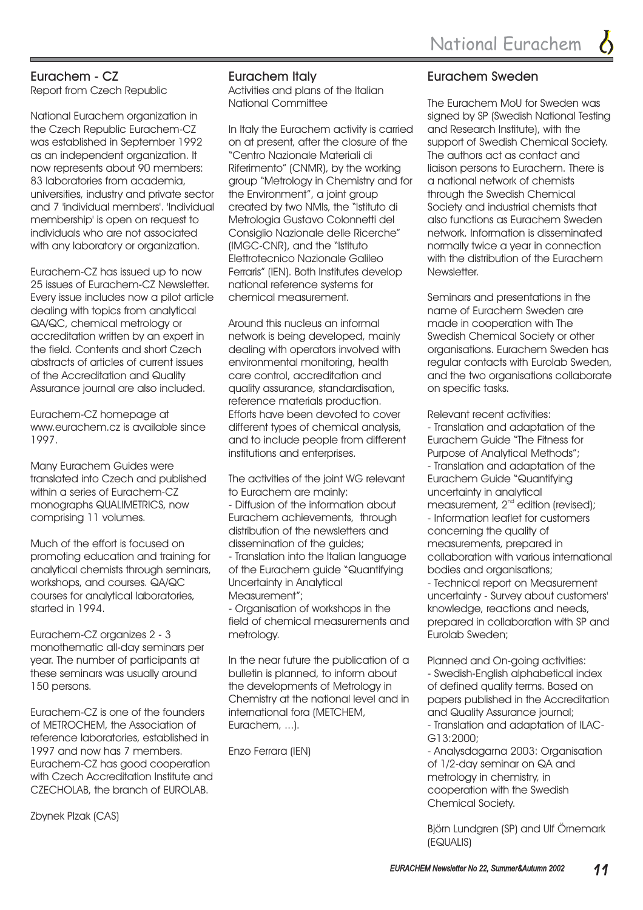## Eurachem - CZ

Report from Czech Republic

National Eurachem organization in the Czech Republic Eurachem-CZ was established in September 1992 as an independent organization. It now represents about 90 members: 83 laboratories from academia, universities, industry and private sector and 7 'individual members'. 'Individual membership' is open on request to individuals who are not associated with any laboratory or organization.

Eurachem-CZ has issued up to now 25 issues of Eurachem-CZ Newsletter. Every issue includes now a pilot article dealing with topics from analytical QA/QC, chemical metrology or accreditation written by an expert in the field. Contents and short Czech abstracts of articles of current issues of the Accreditation and Quality Assurance journal are also included.

Eurachem-CZ homepage at www.eurachem.cz is available since 1997.

Many Eurachem Guides were translated into Czech and published within a series of Eurachem-CZ monographs QUALIMETRICS, now comprising 11 volumes.

Much of the effort is focused on promoting education and training for analytical chemists through seminars, workshops, and courses. QA/QC courses for analytical laboratories, started in 1994.

Eurachem-CZ organizes 2 - 3 monothematic all-day seminars per year. The number of participants at these seminars was usually around 150 persons.

Eurachem-CZ is one of the founders of METROCHEM, the Association of reference laboratories, established in 1997 and now has 7 members. Eurachem-CZ has good cooperation with Czech Accreditation Institute and CZECHOLAB, the branch of EUROLAB.

Zbynek Plzak (CAS)

## Eurachem Italy

Activities and plans of the Italian National Committee

In Italy the Eurachem activity is carried on at present, after the closure of the "Centro Nazionale Materiali di Riferimento" (CNMR), by the working group "Metrology in Chemistry and for the Environment", a joint group created by two NMIs, the "Istituto di Metrologia Gustavo Colonnetti del Consiglio Nazionale delle Ricerche" (IMGC-CNR), and the "Istituto Elettrotecnico Nazionale Galileo Ferraris" (IEN). Both Institutes develop national reference systems for chemical measurement.

Around this nucleus an informal network is being developed, mainly dealing with operators involved with environmental monitoring, health care control, accreditation and quality assurance, standardisation, reference materials production. Efforts have been devoted to cover different types of chemical analysis, and to include people from different institutions and enterprises.

The activities of the joint WG relevant to Eurachem are mainly:

- Diffusion of the information about Eurachem achievements, through distribution of the newsletters and dissemination of the guides;
- Translation into the Italian language of the Eurachem guide "Quantifying Uncertainty in Analytical Measurement";
- Organisation of workshops in the field of chemical measurements and metrology.

In the near future the publication of a bulletin is planned, to inform about the developments of Metrology in Chemistry at the national level and in international fora (METCHEM, Eurachem, ...).

Enzo Ferrara (IEN)

## Eurachem Sweden

The Eurachem MoU for Sweden was signed by SP (Swedish National Testing and Research Institute), with the support of Swedish Chemical Society. The authors act as contact and liaison persons to Eurachem. There is a national network of chemists through the Swedish Chemical Society and industrial chemists that also functions as Eurachem Sweden network. Information is disseminated normally twice a year in connection with the distribution of the Eurachem Newsletter.

Seminars and presentations in the name of Eurachem Sweden are made in cooperation with The Swedish Chemical Society or other organisations. Eurachem Sweden has regular contacts with Eurolab Sweden, and the two organisations collaborate on specific tasks.

Relevant recent activities:

- Translation and adaptation of the Eurachem Guide "The Fitness for Purpose of Analytical Methods";
- Translation and adaptation of the Eurachem Guide "Quantifying uncertainty in analytical measurement, 2nd edition (revised);
- Information leaflet for customers concerning the quality of measurements, prepared in collaboration with various international bodies and organisations;
- Technical report on Measurement uncertainty - Survey about customers' knowledge, reactions and needs, prepared in collaboration with SP and Eurolab Sweden;

Planned and On-going activities:

- Swedish-English alphabetical index of defined quality terms. Based on papers published in the Accreditation and Quality Assurance journal;
- Translation and adaptation of ILAC-G13:2000;
- Analysdagarna 2003: Organisation of 1/2-day seminar on QA and metrology in chemistry, in cooperation with the Swedish Chemical Society.

Björn Lundgren (SP) and Ulf Örnemark (EQUALIS)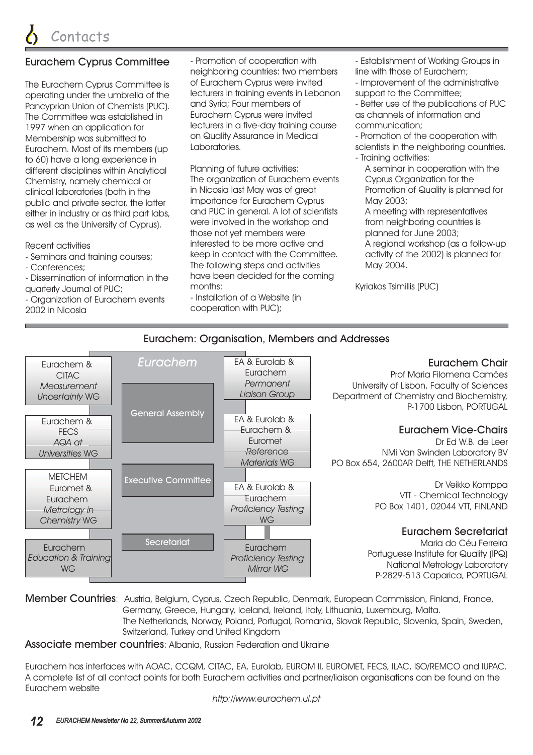# Contacts

## Eurachem Cyprus Committee

The Eurachem Cyprus Committee is operating under the umbrella of the Pancyprian Union of Chemists (PUC). The Committee was established in 1997 when an application for Membership was submitted to Eurachem. Most of its members (up to 60) have a long experience in different disciplines within Analytical Chemistry, namely chemical or clinical laboratories (both in the public and private sector, the latter either in industry or as third part labs, as well as the University of Cyprus).

Recent activities

- Seminars and training courses;
- Conferences;
- Dissemination of information in the quarterly Journal of PUC;
- Organization of Eurachem events 2002 in Nicosia
- Promotion of cooperation with neighboring countries: two members of Eurachem Cyprus were invited lecturers in training events in Lebanon and Syria; Four members of Eurachem Cyprus were invited lecturers in a five-day training course on Quality Assurance in Medical Laboratories.

Planning of future activities:
The organization of Eurachem events in Nicosia last May was of great importance for Eurachem Cyprus and PUC in general. A lot of scientists were involved in the workshop and those not yet members were interested to be more active and keep in contact with the Committee. The following steps and activities have been decided for the coming months:

- Installation of a Website (in cooperation with PUC);
- Establishment of Working Groups in line with those of Eurachem;
- Improvement of the administrative support to the Committee;
- Better use of the publications of PUC as channels of information and communication;
- Promotion of the cooperation with scientists in the neighboring countries.
- Training activities:
  A seminar in cooperation with the Cyprus Organization for the Promotion of Quality is planned for May 2003;
  A meeting with representatives from neighboring countries is planned for June 2003;
  A regional workshop (as a follow-up activity of the 2002) is planned for May 2004.

Kyriakos Tsimillis (PUC)

## Eurachem: Organisation, Members and Addresses

*Eurachem*

General Assembly

Executive Committee

Secretariat

Eurachem & CITAC *Measurement Uncertainty* WG

Eurachem & FECS *AQA at Universities* WG

METCHEM Euromet & Eurachem *Metrology in Chemistry* WG

Eurachem *Education & Training* WG

EA & Eurolab & Eurachem *Permanent Liaison Group*

EA & Eurolab & Eurachem & Euromet *Reference Materials* WG

EA & Eurolab & Eurachem *Proficiency Testing* WG

Eurachem *Proficiency Testing Mirror WG*

### Eurachem Chair

Prof Maria Filomena Camões
University of Lisbon, Faculty of Sciences
Department of Chemistry and Biochemistry,
P-1700 Lisbon, PORTUGAL

### Eurachem Vice-Chairs

Dr Ed W.B. de Leer
NMi Van Swinden Laboratory BV
PO Box 654, 2600AR Delft, THE NETHERLANDS

Dr Veikko Komppa
VTT - Chemical Technology
PO Box 1401, 02044 VTT, FINLAND

### Eurachem Secretariat

Maria do Céu Ferreira
Portuguese Institute for Quality (IPQ)
National Metrology Laboratory
P-2829-513 Caparica, PORTUGAL

**Member Countries**: Austria, Belgium, Cyprus, Czech Republic, Denmark, European Commission, Finland, France, Germany, Greece, Hungary, Iceland, Ireland, Italy, Lithuania, Luxemburg, Malta. The Netherlands, Norway, Poland, Portugal, Romania, Slovak Republic, Slovenia, Spain, Sweden, Switzerland, Turkey and United Kingdom

**Associate member countries**: Albania, Russian Federation and Ukraine

Eurachem has interfaces with AOAC, CCQM, CITAC, EA, Eurolab, EUROM II, EUROMET, FECS, ILAC, ISO/REMCO and IUPAC. A complete list of all contact points for both Eurachem activities and partner/liaison organisations can be found on the Eurachem website

*http://www.eurachem.ul.pt*